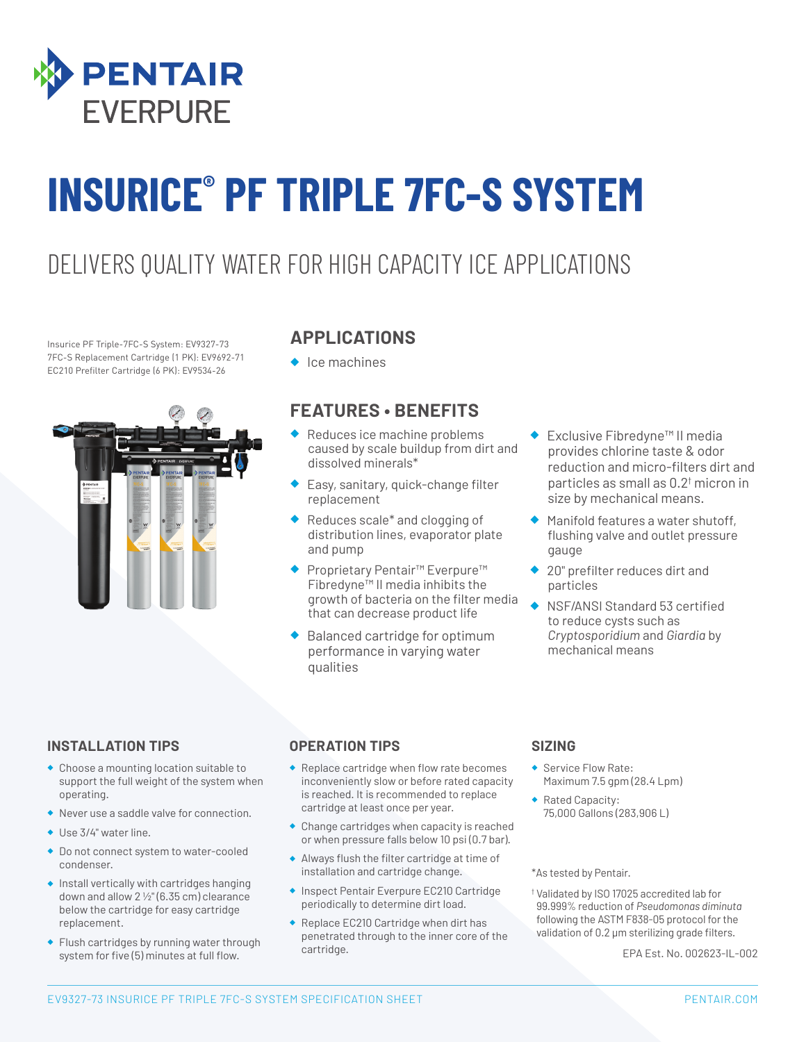# PENTAIR EVERPURE

# INSURICE® PF TRIPLE 7FC-S SYSTEM

## DELIVERS QUALITY WATER FOR HIGH CAPACITY ICE APPLICATIONS

Insurice PF Triple-7FC-S System: EV9327-73
7FC-S Replacement Cartridge (1 PK): EV9692-71
EC210 Prefilter Cartridge (6 PK): EV9534-26

### APPLICATIONS

- Ice machines

### FEATURES • BENEFITS

- Reduces ice machine problems caused by scale buildup from dirt and dissolved minerals*
- Easy, sanitary, quick-change filter replacement
- Reduces scale* and clogging of distribution lines, evaporator plate and pump
- Proprietary Pentair™ Everpure™ Fibredyne™ II media inhibits the growth of bacteria on the filter media that can decrease product life
- Balanced cartridge for optimum performance in varying water qualities
- Exclusive Fibredyne™ II media provides chlorine taste & odor reduction and micro-filters dirt and particles as small as 0.2† micron in size by mechanical means.
- Manifold features a water shutoff, flushing valve and outlet pressure gauge
- 20" prefilter reduces dirt and particles
- NSF/ANSI Standard 53 certified to reduce cysts such as *Cryptosporidium* and *Giardia* by mechanical means

### INSTALLATION TIPS

- Choose a mounting location suitable to support the full weight of the system when operating.
- Never use a saddle valve for connection.
- Use 3/4" water line.
- Do not connect system to water-cooled condenser.
- Install vertically with cartridges hanging down and allow 2 ½" (6.35 cm) clearance below the cartridge for easy cartridge replacement.
- Flush cartridges by running water through system for five (5) minutes at full flow.

### OPERATION TIPS

- Replace cartridge when flow rate becomes inconveniently slow or before rated capacity is reached. It is recommended to replace cartridge at least once per year.
- Change cartridges when capacity is reached or when pressure falls below 10 psi (0.7 bar).
- Always flush the filter cartridge at time of installation and cartridge change.
- Inspect Pentair Everpure EC210 Cartridge periodically to determine dirt load.
- Replace EC210 Cartridge when dirt has penetrated through to the inner core of the cartridge.

### SIZING

- Service Flow Rate: Maximum 7.5 gpm (28.4 Lpm)
- Rated Capacity: 75,000 Gallons (283,906 L)

*As tested by Pentair.

† Validated by ISO 17025 accredited lab for 99.999% reduction of *Pseudomonas diminuta* following the ASTM F838-05 protocol for the validation of 0.2 µm sterilizing grade filters.

EPA Est. No. 002623-IL-002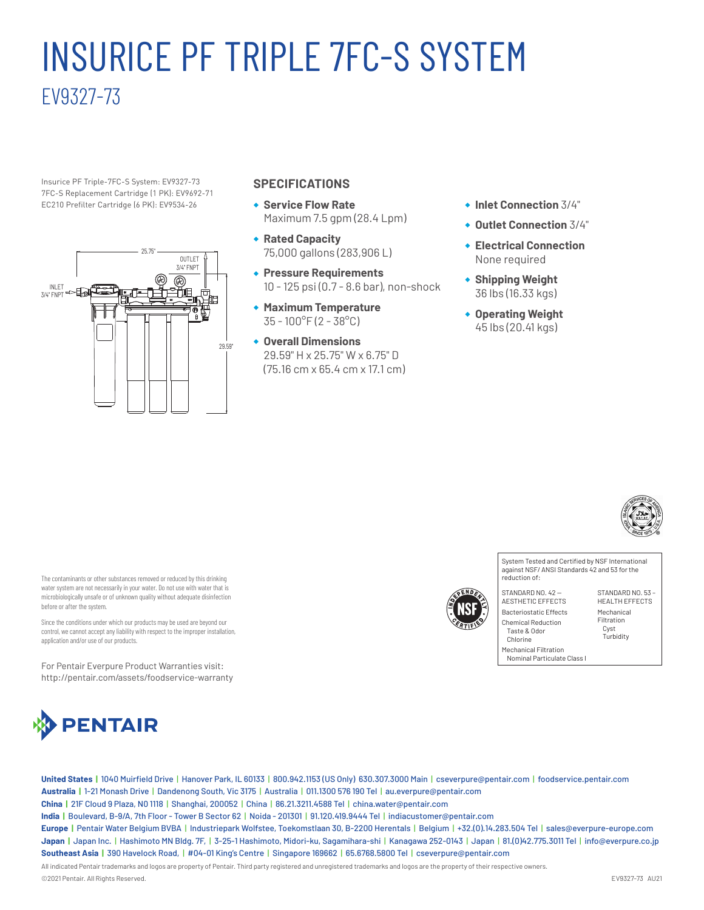# INSURICE PF TRIPLE 7FC-S SYSTEM

## EV9327-73

Insurice PF Triple-7FC-S System: EV9327-73
7FC-S Replacement Cartridge (1 PK): EV9692-71
EC210 Prefilter Cartridge (6 PK): EV9534-26

25.75"
OUTLET
3/4" FNPT
INLET
3/4" FNPT
29.59"

## SPECIFICATIONS

- **Service Flow Rate**
  Maximum 7.5 gpm (28.4 Lpm)
- **Rated Capacity**
  75,000 gallons (283,906 L)
- **Pressure Requirements**
  10 - 125 psi (0.7 - 8.6 bar), non-shock
- **Maximum Temperature**
  35 - 100°F (2 - 38°C)
- **Overall Dimensions**
  29.59" H x 25.75" W x 6.75" D
  (75.16 cm x 65.4 cm x 17.1 cm)
- **Inlet Connection** 3/4"
- **Outlet Connection** 3/4"
- **Electrical Connection**
  None required
- **Shipping Weight**
  36 lbs (16.33 kgs)
- **Operating Weight**
  45 lbs (20.41 kgs)

The contaminants or other substances removed or reduced by this drinking water system are not necessarily in your water. Do not use with water that is microbiologically unsafe or of unknown quality without adequate disinfection before or after the system.

Since the conditions under which our products may be used are beyond our control, we cannot accept any liability with respect to the improper installation, application and/or use of our products.

For Pentair Everpure Product Warranties visit:
http://pentair.com/assets/foodservice-warranty

System Tested and Certified by NSF International against NSF/ ANSI Standards 42 and 53 for the reduction of:

| STANDARD NO. 42 – AESTHETIC EFFECTS | STANDARD NO. 53 – HEALTH EFFECTS |
|---|---|
| Bacteriostatic Effects | Mechanical Filtration |
| Chemical Reduction | Cyst |
| Taste & Odor | Turbidity |
| Chlorine | |
| Mechanical Filtration | |
| Nominal Particulate Class I | |

PENTAIR

**United States** | 1040 Muirfield Drive | Hanover Park, IL 60133 | 800.942.1153 (US Only) 630.307.3000 Main | cseverpure@pentair.com | foodservice.pentair.com
**Australia** | 1-21 Monash Drive | Dandenong South, Vic 3175 | Australia | 011.1300 576 190 Tel | au.everpure@pentair.com
**China** | 21F Cloud 9 Plaza, NO 1118 | Shanghai, 200052 | China | 86.21.3211.4588 Tel | china.water@pentair.com
**India** | Boulevard, B-9/A, 7th Floor - Tower B Sector 62 | Noida - 201301 | 91.120.419.9444 Tel | indiacustomer@pentair.com
**Europe** | Pentair Water Belgium BVBA | Industriepark Wolfstee, Toekomstlaan 30, B-2200 Herentals | Belgium | +32.(0).14.283.504 Tel | sales@everpure-europe.com
**Japan** | Japan Inc. | Hashimoto MN Bldg. 7F, | 3-25-1 Hashimoto, Midori-ku, Sagamihara-shi | Kanagawa 252-0143 | Japan | 81.(0)42.775.3011 Tel | info@everpure.co.jp
**Southeast Asia** | 390 Havelock Road, | #04-01 King's Centre | Singapore 169662 | 65.6768.5800 Tel | cseverpure@pentair.com

All indicated Pentair trademarks and logos are property of Pentair. Third party registered and unregistered trademarks and logos are the property of their respective owners.

©2021 Pentair. All Rights Reserved.

EV9327-73 AU21